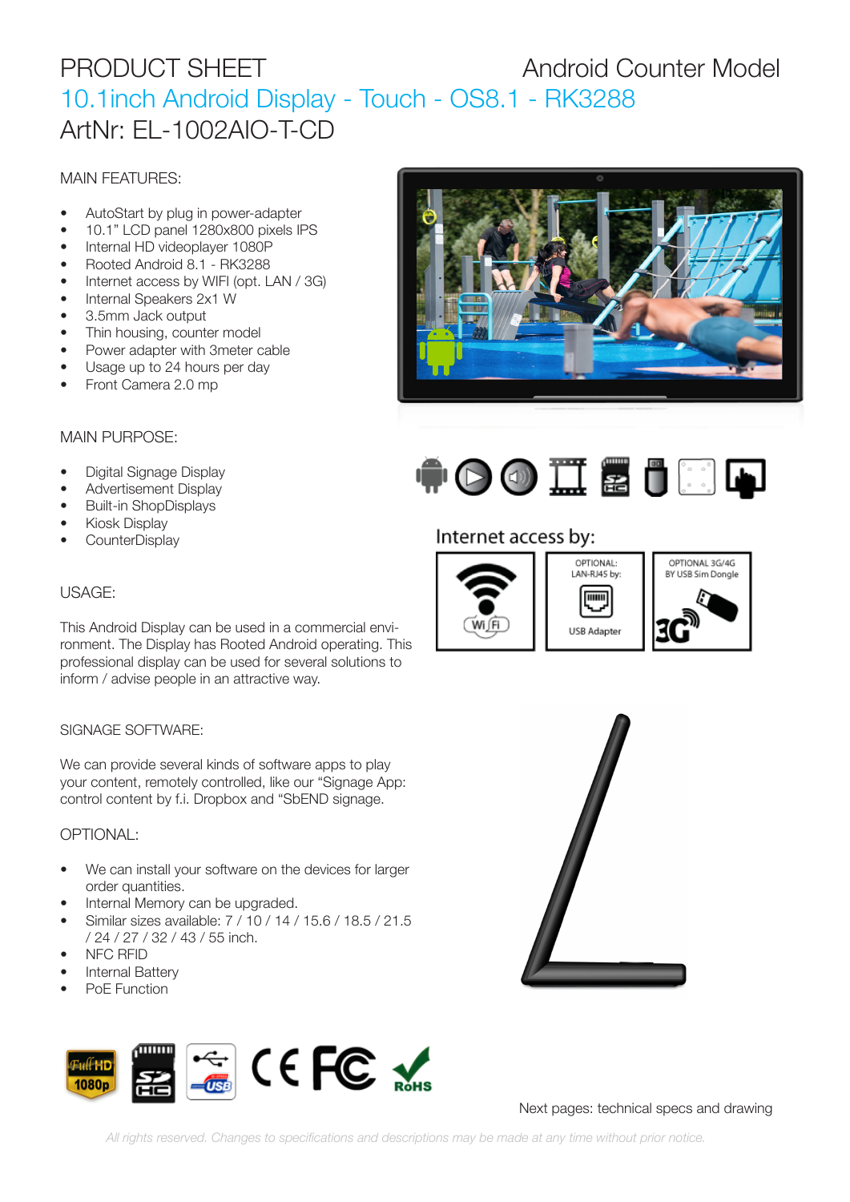# PRODUCT SHEET

Android Counter Model

## 10.1inch Android Display - Touch - OS8.1 - RK3288

ArtNr: EL-1002AIO-T-CD

### MAIN FEATURES:

- AutoStart by plug in power-adapter
- 10.1" LCD panel 1280x800 pixels IPS
- Internal HD videoplayer 1080P
- Rooted Android 8.1 - RK3288
- Internet access by WIFI (opt. LAN / 3G)
- Internal Speakers 2x1 W
- 3.5mm Jack output
- Thin housing, counter model
- Power adapter with 3meter cable
- Usage up to 24 hours per day
- Front Camera 2.0 mp

### MAIN PURPOSE:

- Digital Signage Display
- Advertisement Display
- Built-in ShopDisplays
- Kiosk Display
- CounterDisplay

### USAGE:

This Android Display can be used in a commercial environment. The Display has Rooted Android operating. This professional display can be used for several solutions to inform / advise people in an attractive way.

### SIGNAGE SOFTWARE:

We can provide several kinds of software apps to play your content, remotely controlled, like our "Signage App: control content by f.i. Dropbox and "SbEND signage.

### OPTIONAL:

- We can install your software on the devices for larger order quantities.
- Internal Memory can be upgraded.
- Similar sizes available: 7 / 10 / 14 / 15.6 / 18.5 / 21.5 / 24 / 27 / 32 / 43 / 55 inch.
- NFC RFID
- Internal Battery
- PoE Function

Internet access by:

- Wi Fi
- OPTIONAL: LAN-RJ45 by: USB Adapter
- OPTIONAL 3G/4G BY USB Sim Dongle

Next pages: technical specs and drawing

*All rights reserved. Changes to specifications and descriptions may be made at any time without prior notice.*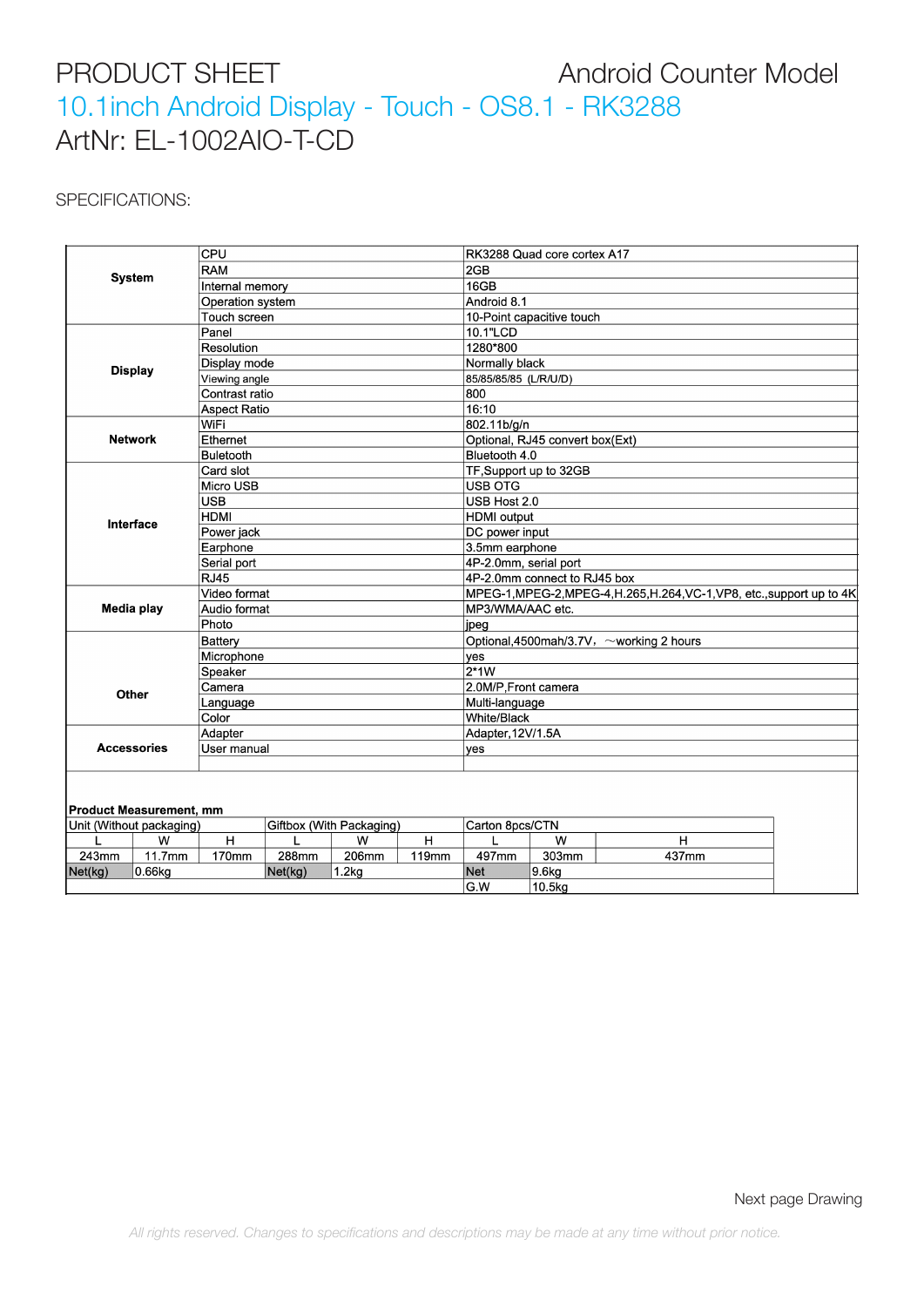# PRODUCT SHEET

Android Counter Model

## 10.1inch Android Display - Touch - OS8.1 - RK3288

ArtNr: EL-1002AIO-T-CD

SPECIFICATIONS:

| | | |
|---|---|---|
| **System** | CPU | RK3288 Quad core cortex A17 |
| | RAM | 2GB |
| | Internal memory | 16GB |
| | Operation system | Android 8.1 |
| | Touch screen | 10-Point capacitive touch |
| **Display** | Panel | 10.1"LCD |
| | Resolution | 1280*800 |
| | Display mode | Normally black |
| | Viewing angle | 85/85/85/85 (L/R/U/D) |
| | Contrast ratio | 800 |
| | Aspect Ratio | 16:10 |
| **Network** | WiFi | 802.11b/g/n |
| | Ethernet | Optional, RJ45 convert box(Ext) |
| | Buletooth | Bluetooth 4.0 |
| **Interface** | Card slot | TF,Support up to 32GB |
| | Micro USB | USB OTG |
| | USB | USB Host 2.0 |
| | HDMI | HDMI output |
| | Power jack | DC power input |
| | Earphone | 3.5mm earphone |
| | Serial port | 4P-2.0mm, serial port |
| | RJ45 | 4P-2.0mm connect to RJ45 box |
| **Media play** | Video format | MPEG-1,MPEG-2,MPEG-4,H.265,H.264,VC-1,VP8, etc.,support up to 4K |
| | Audio format | MP3/WMA/AAC etc. |
| | Photo | jpeg |
| **Other** | Battery | Optional,4500mah/3.7V，～working 2 hours |
| | Microphone | yes |
| | Speaker | 2*1W |
| | Camera | 2.0M/P,Front camera |
| | Language | Multi-language |
| | Color | White/Black |
| **Accessories** | Adapter | Adapter,12V/1.5A |
| | User manual | yes |

**Product Measurement, mm**

| Unit (Without packaging) | | | Giftbox (With Packaging) | | | Carton 8pcs/CTN | | |
|---|---|---|---|---|---|---|---|---|
| L | W | H | L | W | H | L | W | H |
| 243mm | 11.7mm | 170mm | 288mm | 206mm | 119mm | 497mm | 303mm | 437mm |
| Net(kg) | 0.66kg | | Net(kg) | 1.2kg | | Net | 9.6kg | |
| | | | | | | G.W | 10.5kg | |

Next page Drawing

*All rights reserved. Changes to specifications and descriptions may be made at any time without prior notice.*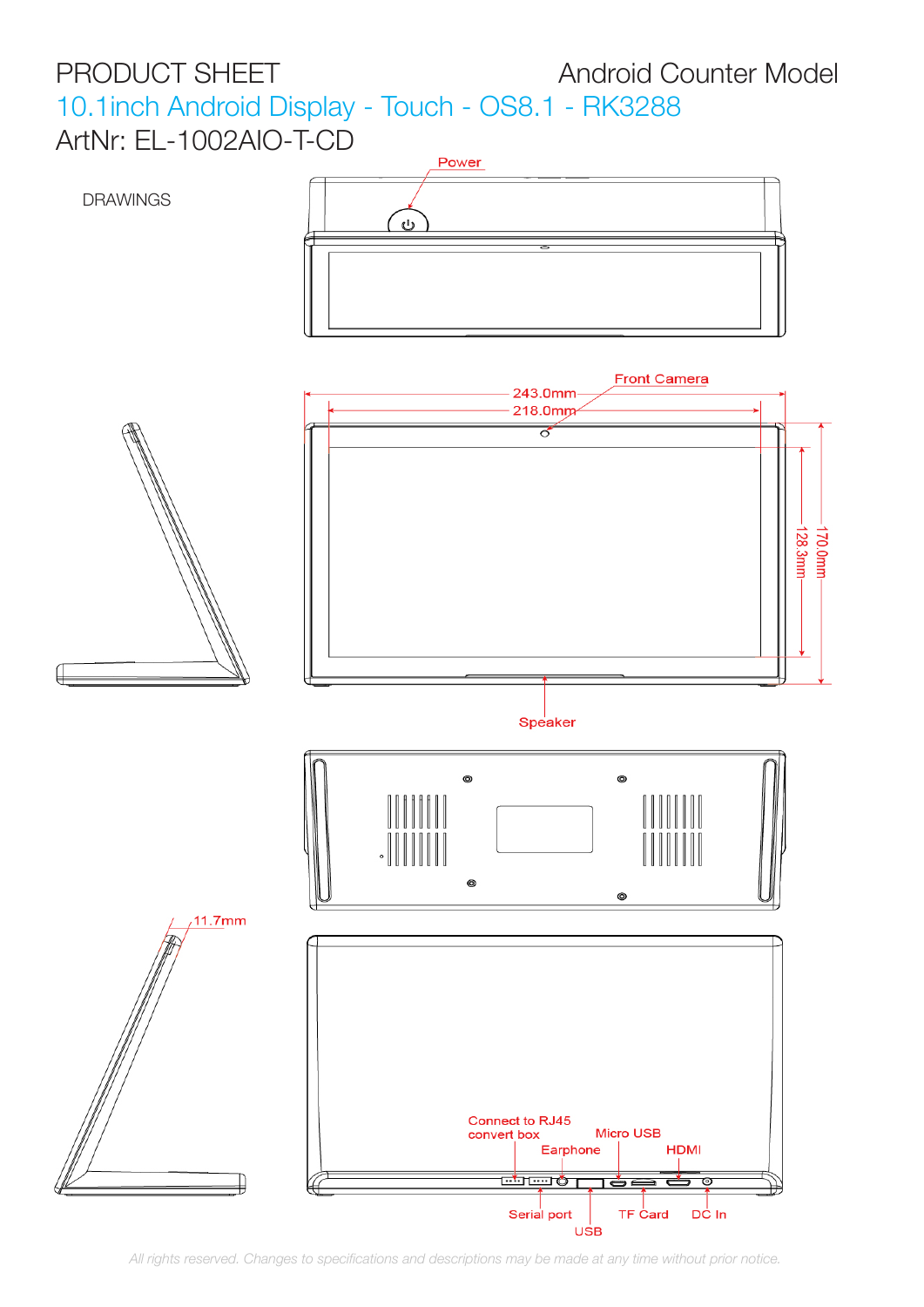PRODUCT SHEET

Android Counter Model

# 10.1inch Android Display - Touch - OS8.1 - RK3288

ArtNr: EL-1002AIO-T-CD

DRAWINGS

Power

243.0mm

218.0mm

Front Camera

128.3mm

170.0mm

Speaker

11.7mm

Connect to RJ45 convert box

Micro USB

Earphone

HDMI

Serial port

TF Card

DC In

USB

*All rights reserved. Changes to specifications and descriptions may be made at any time without prior notice.*